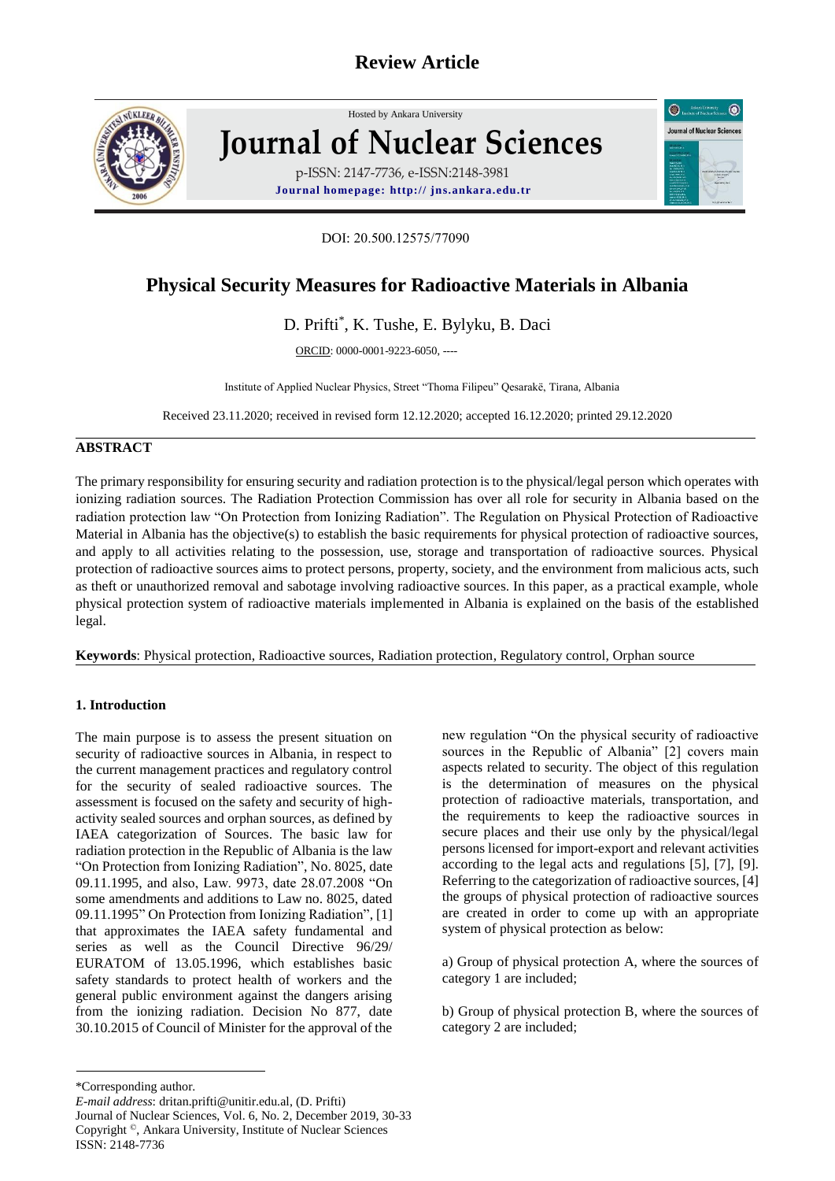Review Article

Hosted by Ankara University

# Journal of Nuclear Sciences

p-ISSN: 2147-7736, e-ISSN:2148-3981

**Journal homepage: http:// jns.ankara.edu.tr**

DOI: 20.500.12575/77090

# Physical Security Measures for Radioactive Materials in Albania

D. Prifti*, K. Tushe, E. Bylyku, B. Daci

ORCID: 0000-0001-9223-6050, ----

Institute of Applied Nuclear Physics, Street "Thoma Filipeu" Qesarakë, Tirana, Albania

Received 23.11.2020; received in revised form 12.12.2020; accepted 16.12.2020; printed 29.12.2020

## ABSTRACT

The primary responsibility for ensuring security and radiation protection is to the physical/legal person which operates with ionizing radiation sources. The Radiation Protection Commission has over all role for security in Albania based on the radiation protection law "On Protection from Ionizing Radiation". The Regulation on Physical Protection of Radioactive Material in Albania has the objective(s) to establish the basic requirements for physical protection of radioactive sources, and apply to all activities relating to the possession, use, storage and transportation of radioactive sources. Physical protection of radioactive sources aims to protect persons, property, society, and the environment from malicious acts, such as theft or unauthorized removal and sabotage involving radioactive sources. In this paper, as a practical example, whole physical protection system of radioactive materials implemented in Albania is explained on the basis of the established legal.

**Keywords**: Physical protection, Radioactive sources, Radiation protection, Regulatory control, Orphan source

## 1. Introduction

The main purpose is to assess the present situation on security of radioactive sources in Albania, in respect to the current management practices and regulatory control for the security of sealed radioactive sources. The assessment is focused on the safety and security of high-activity sealed sources and orphan sources, as defined by IAEA categorization of Sources. The basic law for radiation protection in the Republic of Albania is the law "On Protection from Ionizing Radiation", No. 8025, date 09.11.1995, and also, Law. 9973, date 28.07.2008 "On some amendments and additions to Law no. 8025, dated 09.11.1995" On Protection from Ionizing Radiation", [1] that approximates the IAEA safety fundamental and series as well as the Council Directive 96/29/ EURATOM of 13.05.1996, which establishes basic safety standards to protect health of workers and the general public environment against the dangers arising from the ionizing radiation. Decision No 877, date 30.10.2015 of Council of Minister for the approval of the new regulation "On the physical security of radioactive sources in the Republic of Albania" [2] covers main aspects related to security. The object of this regulation is the determination of measures on the physical protection of radioactive materials, transportation, and the requirements to keep the radioactive sources in secure places and their use only by the physical/legal persons licensed for import-export and relevant activities according to the legal acts and regulations [5], [7], [9]. Referring to the categorization of radioactive sources, [4] the groups of physical protection of radioactive sources are created in order to come up with an appropriate system of physical protection as below:

a) Group of physical protection A, where the sources of category 1 are included;

b) Group of physical protection B, where the sources of category 2 are included;

*Corresponding author.

*E-mail address*: dritan.prifti@unitir.edu.al, (D. Prifti)

Journal of Nuclear Sciences, Vol. 6, No. 2, December 2019, 30-33

Copyright ©, Ankara University, Institute of Nuclear Sciences

ISSN: 2148-7736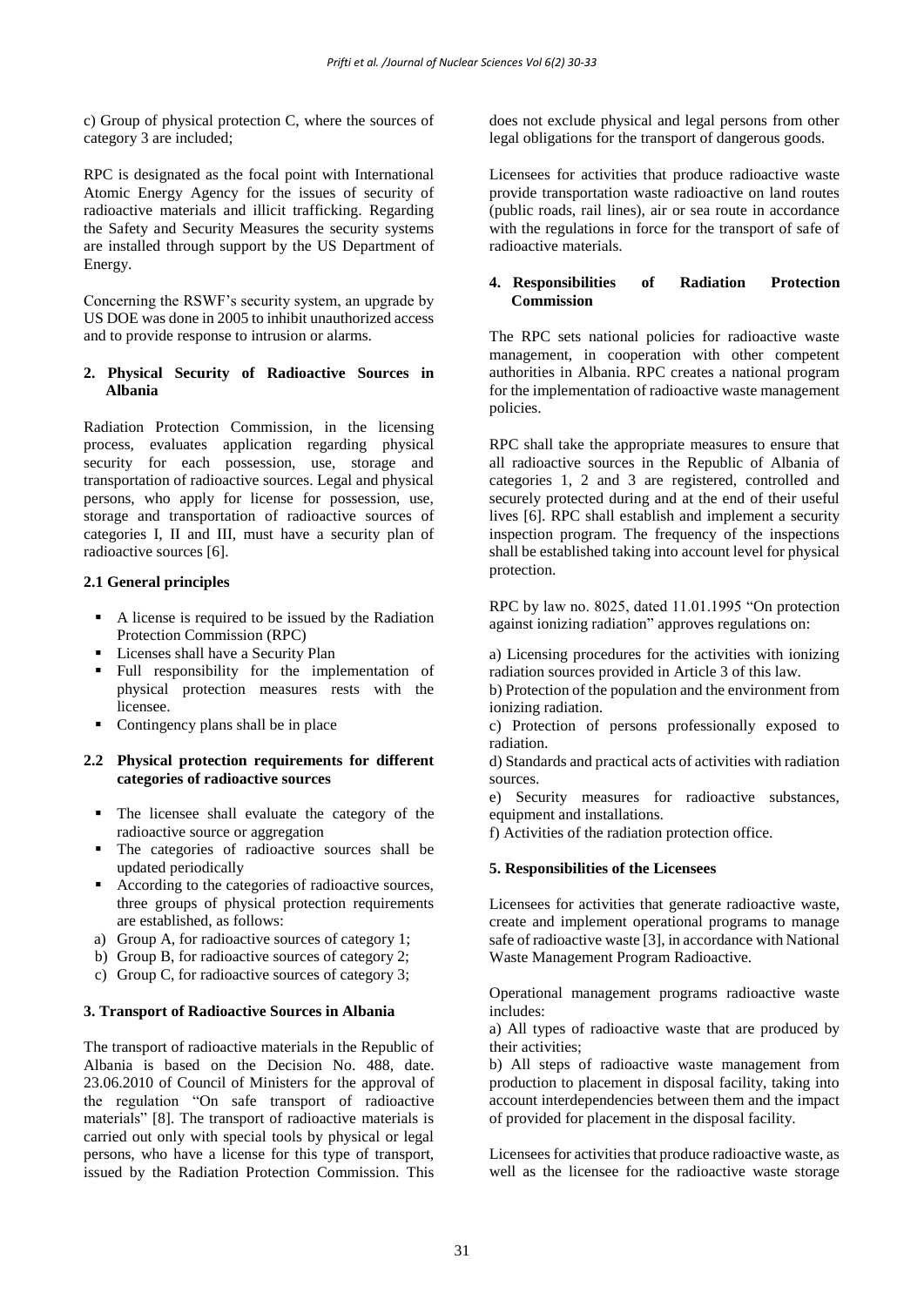c) Group of physical protection C, where the sources of category 3 are included;

RPC is designated as the focal point with International Atomic Energy Agency for the issues of security of radioactive materials and illicit trafficking. Regarding the Safety and Security Measures the security systems are installed through support by the US Department of Energy.

Concerning the RSWF's security system, an upgrade by US DOE was done in 2005 to inhibit unauthorized access and to provide response to intrusion or alarms.

## 2. Physical Security of Radioactive Sources in Albania

Radiation Protection Commission, in the licensing process, evaluates application regarding physical security for each possession, use, storage and transportation of radioactive sources. Legal and physical persons, who apply for license for possession, use, storage and transportation of radioactive sources of categories I, II and III, must have a security plan of radioactive sources [6].

### 2.1 General principles

- A license is required to be issued by the Radiation Protection Commission (RPC)
- Licenses shall have a Security Plan
- Full responsibility for the implementation of physical protection measures rests with the licensee.
- Contingency plans shall be in place

### 2.2 Physical protection requirements for different categories of radioactive sources

- The licensee shall evaluate the category of the radioactive source or aggregation
- The categories of radioactive sources shall be updated periodically
- According to the categories of radioactive sources, three groups of physical protection requirements are established, as follows:

a) Group A, for radioactive sources of category 1;
b) Group B, for radioactive sources of category 2;
c) Group C, for radioactive sources of category 3;

## 3. Transport of Radioactive Sources in Albania

The transport of radioactive materials in the Republic of Albania is based on the Decision No. 488, date. 23.06.2010 of Council of Ministers for the approval of the regulation "On safe transport of radioactive materials" [8]. The transport of radioactive materials is carried out only with special tools by physical or legal persons, who have a license for this type of transport, issued by the Radiation Protection Commission. This does not exclude physical and legal persons from other legal obligations for the transport of dangerous goods.

Licensees for activities that produce radioactive waste provide transportation waste radioactive on land routes (public roads, rail lines), air or sea route in accordance with the regulations in force for the transport of safe of radioactive materials.

## 4. Responsibilities of Radiation Protection Commission

The RPC sets national policies for radioactive waste management, in cooperation with other competent authorities in Albania. RPC creates a national program for the implementation of radioactive waste management policies.

RPC shall take the appropriate measures to ensure that all radioactive sources in the Republic of Albania of categories 1, 2 and 3 are registered, controlled and securely protected during and at the end of their useful lives [6]. RPC shall establish and implement a security inspection program. The frequency of the inspections shall be established taking into account level for physical protection.

RPC by law no. 8025, dated 11.01.1995 "On protection against ionizing radiation" approves regulations on:

a) Licensing procedures for the activities with ionizing radiation sources provided in Article 3 of this law.
b) Protection of the population and the environment from ionizing radiation.
c) Protection of persons professionally exposed to radiation.
d) Standards and practical acts of activities with radiation sources.
e) Security measures for radioactive substances, equipment and installations.
f) Activities of the radiation protection office.

## 5. Responsibilities of the Licensees

Licensees for activities that generate radioactive waste, create and implement operational programs to manage safe of radioactive waste [3], in accordance with National Waste Management Program Radioactive.

Operational management programs radioactive waste includes:

a) All types of radioactive waste that are produced by their activities;
b) All steps of radioactive waste management from production to placement in disposal facility, taking into account interdependencies between them and the impact of provided for placement in the disposal facility.

Licensees for activities that produce radioactive waste, as well as the licensee for the radioactive waste storage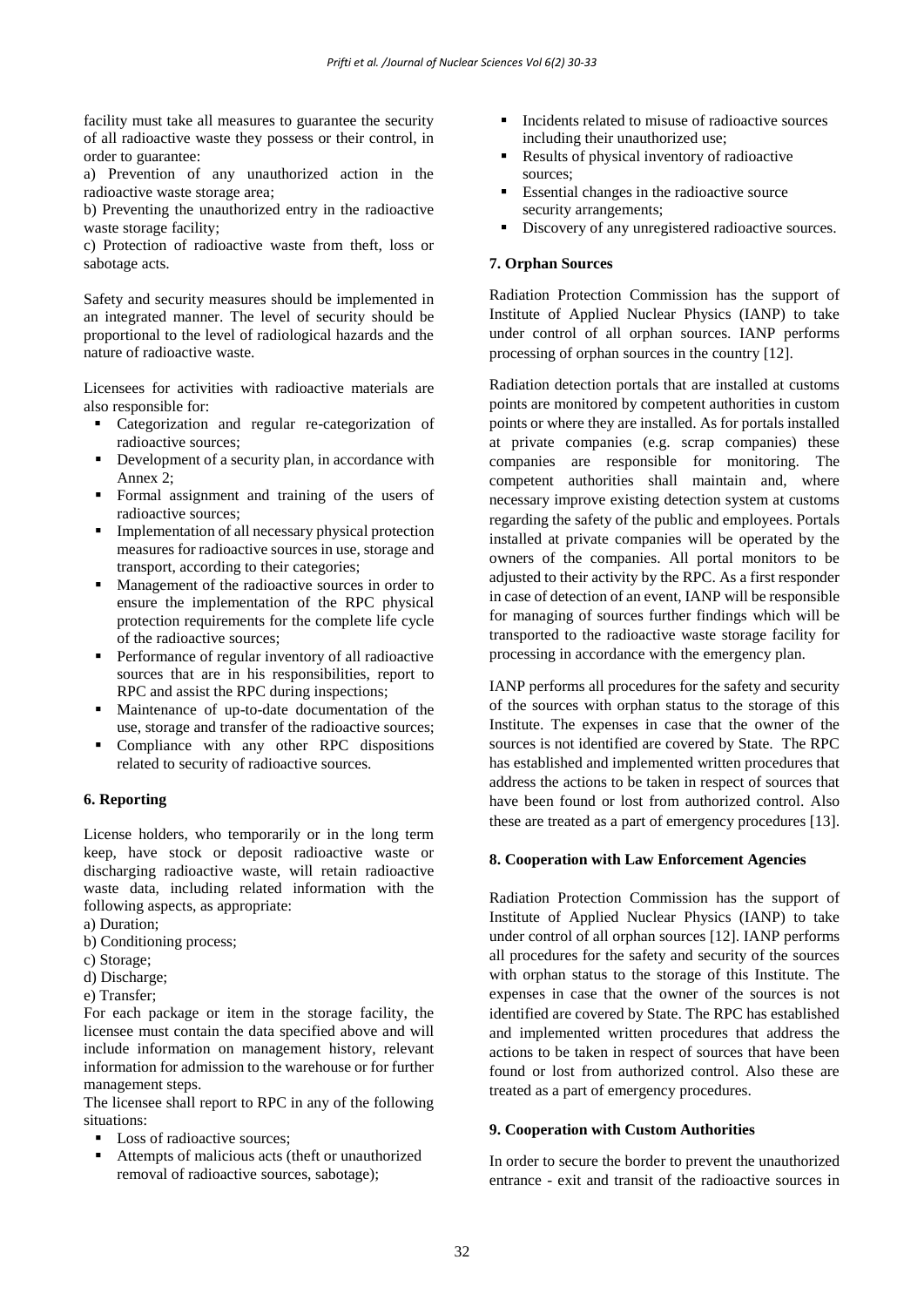facility must take all measures to guarantee the security of all radioactive waste they possess or their control, in order to guarantee:

a) Prevention of any unauthorized action in the radioactive waste storage area;

b) Preventing the unauthorized entry in the radioactive waste storage facility;

c) Protection of radioactive waste from theft, loss or sabotage acts.

Safety and security measures should be implemented in an integrated manner. The level of security should be proportional to the level of radiological hazards and the nature of radioactive waste.

Licensees for activities with radioactive materials are also responsible for:

- Categorization and regular re-categorization of radioactive sources;
- Development of a security plan, in accordance with Annex 2;
- Formal assignment and training of the users of radioactive sources;
- Implementation of all necessary physical protection measures for radioactive sources in use, storage and transport, according to their categories;
- Management of the radioactive sources in order to ensure the implementation of the RPC physical protection requirements for the complete life cycle of the radioactive sources;
- Performance of regular inventory of all radioactive sources that are in his responsibilities, report to RPC and assist the RPC during inspections;
- Maintenance of up-to-date documentation of the use, storage and transfer of the radioactive sources;
- Compliance with any other RPC dispositions related to security of radioactive sources.

## 6. Reporting

License holders, who temporarily or in the long term keep, have stock or deposit radioactive waste or discharging radioactive waste, will retain radioactive waste data, including related information with the following aspects, as appropriate:

a) Duration;

b) Conditioning process;

c) Storage;

d) Discharge;

e) Transfer;

For each package or item in the storage facility, the licensee must contain the data specified above and will include information on management history, relevant information for admission to the warehouse or for further management steps.

The licensee shall report to RPC in any of the following situations:

- Loss of radioactive sources;
- Attempts of malicious acts (theft or unauthorized removal of radioactive sources, sabotage);
- Incidents related to misuse of radioactive sources including their unauthorized use;
- Results of physical inventory of radioactive sources;
- Essential changes in the radioactive source security arrangements;
- Discovery of any unregistered radioactive sources.

## 7. Orphan Sources

Radiation Protection Commission has the support of Institute of Applied Nuclear Physics (IANP) to take under control of all orphan sources. IANP performs processing of orphan sources in the country [12].

Radiation detection portals that are installed at customs points are monitored by competent authorities in custom points or where they are installed. As for portals installed at private companies (e.g. scrap companies) these companies are responsible for monitoring. The competent authorities shall maintain and, where necessary improve existing detection system at customs regarding the safety of the public and employees. Portals installed at private companies will be operated by the owners of the companies. All portal monitors to be adjusted to their activity by the RPC. As a first responder in case of detection of an event, IANP will be responsible for managing of sources further findings which will be transported to the radioactive waste storage facility for processing in accordance with the emergency plan.

IANP performs all procedures for the safety and security of the sources with orphan status to the storage of this Institute. The expenses in case that the owner of the sources is not identified are covered by State. The RPC has established and implemented written procedures that address the actions to be taken in respect of sources that have been found or lost from authorized control. Also these are treated as a part of emergency procedures [13].

## 8. Cooperation with Law Enforcement Agencies

Radiation Protection Commission has the support of Institute of Applied Nuclear Physics (IANP) to take under control of all orphan sources [12]. IANP performs all procedures for the safety and security of the sources with orphan status to the storage of this Institute. The expenses in case that the owner of the sources is not identified are covered by State. The RPC has established and implemented written procedures that address the actions to be taken in respect of sources that have been found or lost from authorized control. Also these are treated as a part of emergency procedures.

## 9. Cooperation with Custom Authorities

In order to secure the border to prevent the unauthorized entrance - exit and transit of the radioactive sources in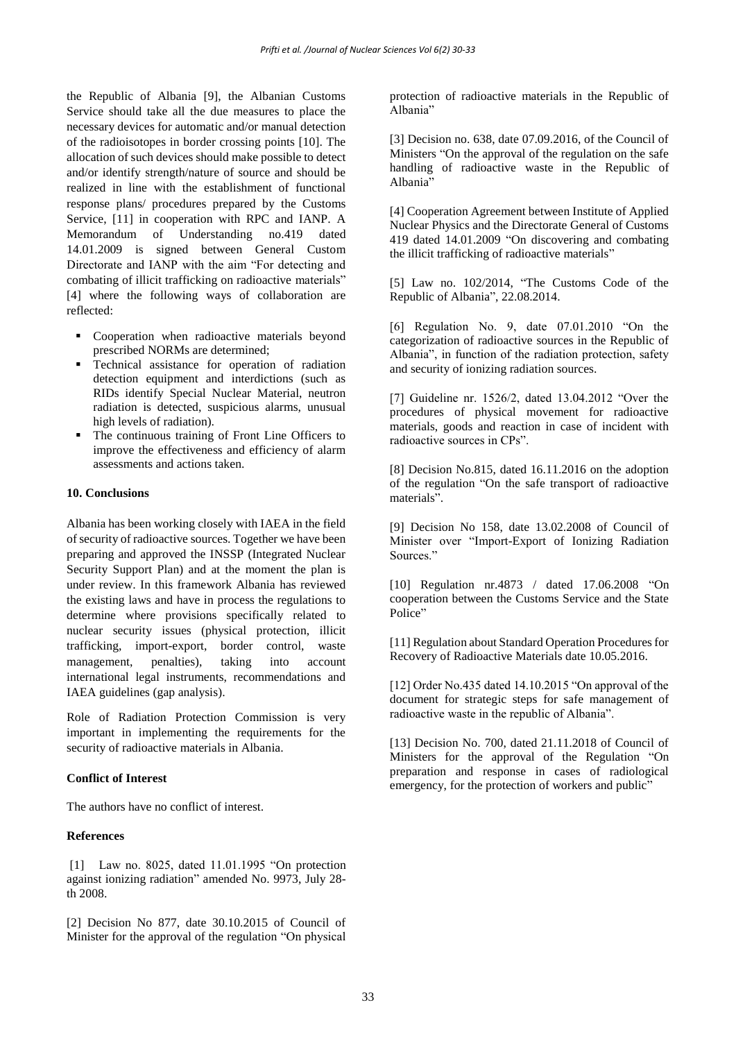the Republic of Albania [9], the Albanian Customs Service should take all the due measures to place the necessary devices for automatic and/or manual detection of the radioisotopes in border crossing points [10]. The allocation of such devices should make possible to detect and/or identify strength/nature of source and should be realized in line with the establishment of functional response plans/ procedures prepared by the Customs Service, [11] in cooperation with RPC and IANP. A Memorandum of Understanding no.419 dated 14.01.2009 is signed between General Custom Directorate and IANP with the aim "For detecting and combating of illicit trafficking on radioactive materials" [4] where the following ways of collaboration are reflected:

- Cooperation when radioactive materials beyond prescribed NORMs are determined;
- Technical assistance for operation of radiation detection equipment and interdictions (such as RIDs identify Special Nuclear Material, neutron radiation is detected, suspicious alarms, unusual high levels of radiation).
- The continuous training of Front Line Officers to improve the effectiveness and efficiency of alarm assessments and actions taken.

## 10. Conclusions

Albania has been working closely with IAEA in the field of security of radioactive sources. Together we have been preparing and approved the INSSP (Integrated Nuclear Security Support Plan) and at the moment the plan is under review. In this framework Albania has reviewed the existing laws and have in process the regulations to determine where provisions specifically related to nuclear security issues (physical protection, illicit trafficking, import-export, border control, waste management, penalties), taking into account international legal instruments, recommendations and IAEA guidelines (gap analysis).

Role of Radiation Protection Commission is very important in implementing the requirements for the security of radioactive materials in Albania.

## Conflict of Interest

The authors have no conflict of interest.

## References

[1] Law no. 8025, dated 11.01.1995 "On protection against ionizing radiation" amended No. 9973, July 28-th 2008.

[2] Decision No 877, date 30.10.2015 of Council of Minister for the approval of the regulation "On physical protection of radioactive materials in the Republic of Albania"

[3] Decision no. 638, date 07.09.2016, of the Council of Ministers "On the approval of the regulation on the safe handling of radioactive waste in the Republic of Albania"

[4] Cooperation Agreement between Institute of Applied Nuclear Physics and the Directorate General of Customs 419 dated 14.01.2009 "On discovering and combating the illicit trafficking of radioactive materials"

[5] Law no. 102/2014, "The Customs Code of the Republic of Albania", 22.08.2014.

[6] Regulation No. 9, date 07.01.2010 "On the categorization of radioactive sources in the Republic of Albania", in function of the radiation protection, safety and security of ionizing radiation sources.

[7] Guideline nr. 1526/2, dated 13.04.2012 "Over the procedures of physical movement for radioactive materials, goods and reaction in case of incident with radioactive sources in CPs".

[8] Decision No.815, dated 16.11.2016 on the adoption of the regulation "On the safe transport of radioactive materials".

[9] Decision No 158, date 13.02.2008 of Council of Minister over "Import-Export of Ionizing Radiation Sources."

[10] Regulation nr.4873 / dated 17.06.2008 "On cooperation between the Customs Service and the State Police"

[11] Regulation about Standard Operation Procedures for Recovery of Radioactive Materials date 10.05.2016.

[12] Order No.435 dated 14.10.2015 "On approval of the document for strategic steps for safe management of radioactive waste in the republic of Albania".

[13] Decision No. 700, dated 21.11.2018 of Council of Ministers for the approval of the Regulation "On preparation and response in cases of radiological emergency, for the protection of workers and public"